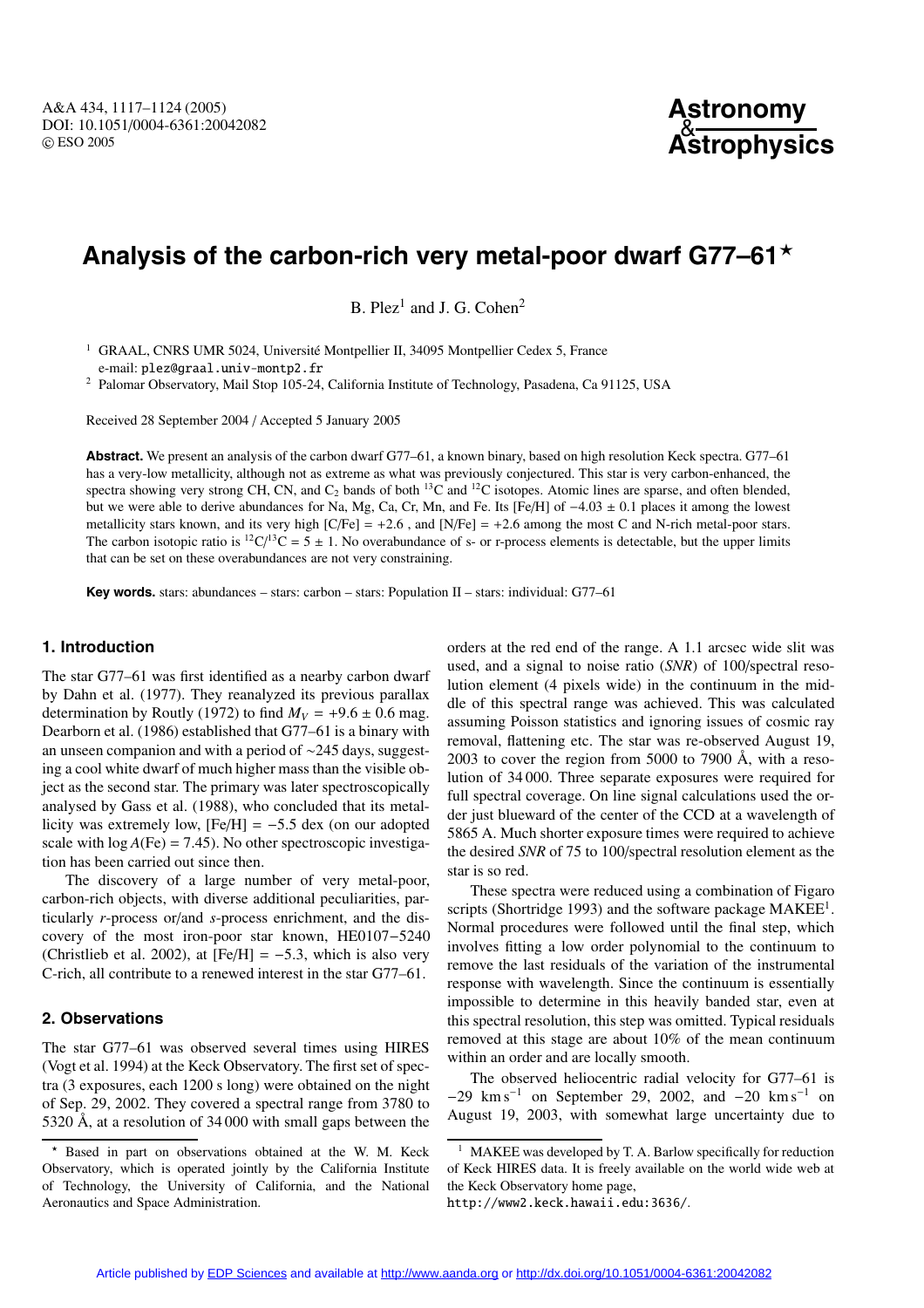# Analysis of the carbon-rich very metal-poor dwarf G77–61*

B. Plez[1] and J. G. Cohen[2]

[1] GRAAL, CNRS UMR 5024, Université Montpellier II, 34095 Montpellier Cedex 5, France
e-mail: plez@graal.univ-montp2.fr

[2] Palomar Observatory, Mail Stop 105-24, California Institute of Technology, Pasadena, Ca 91125, USA

Received 28 September 2004 / Accepted 5 January 2005

**Abstract.** We present an analysis of the carbon dwarf G77–61, a known binary, based on high resolution Keck spectra. G77–61 has a very-low metallicity, although not as extreme as what was previously conjectured. This star is very carbon-enhanced, the spectra showing very strong CH, CN, and $C_2$ bands of both $^{13}$C and $^{12}$C isotopes. Atomic lines are sparse, and often blended, but we were able to derive abundances for Na, Mg, Ca, Cr, Mn, and Fe. Its [Fe/H] of $-4.03 \pm 0.1$ places it among the lowest metallicity stars known, and its very high [C/Fe] = +2.6 , and [N/Fe] = +2.6 among the most C and N-rich metal-poor stars. The carbon isotopic ratio is $^{12}$C/$^{13}$C = $5 \pm 1$. No overabundance of s- or r-process elements is detectable, but the upper limits that can be set on these overabundances are not very constraining.

**Key words.** stars: abundances – stars: carbon – stars: Population II – stars: individual: G77–61

## 1. Introduction

The star G77–61 was first identified as a nearby carbon dwarf by Dahn et al. (1977). They reanalyzed its previous parallax determination by Routly (1972) to find $M_V = +9.6 \pm 0.6$ mag. Dearborn et al. (1986) established that G77–61 is a binary with an unseen companion and with a period of ~245 days, suggesting a cool white dwarf of much higher mass than the visible object as the second star. The primary was later spectroscopically analysed by Gass et al. (1988), who concluded that its metallicity was extremely low, [Fe/H] = −5.5 dex (on our adopted scale with log $A$(Fe) = 7.45). No other spectroscopic investigation has been carried out since then.

The discovery of a large number of very metal-poor, carbon-rich objects, with diverse additional peculiarities, particularly *r*-process or/and *s*-process enrichment, and the discovery of the most iron-poor star known, HE0107−5240 (Christlieb et al. 2002), at [Fe/H] = −5.3, which is also very C-rich, all contribute to a renewed interest in the star G77–61.

## 2. Observations

The star G77–61 was observed several times using HIRES (Vogt et al. 1994) at the Keck Observatory. The first set of spectra (3 exposures, each 1200 s long) were obtained on the night of Sep. 29, 2002. They covered a spectral range from 3780 to 5320 Å, at a resolution of 34 000 with small gaps between the orders at the red end of the range. A 1.1 arcsec wide slit was used, and a signal to noise ratio (*SNR*) of 100/spectral resolution element (4 pixels wide) in the continuum in the middle of this spectral range was achieved. This was calculated assuming Poisson statistics and ignoring issues of cosmic ray removal, flattening etc. The star was re-observed August 19, 2003 to cover the region from 5000 to 7900 Å, with a resolution of 34 000. Three separate exposures were required for full spectral coverage. On line signal calculations used the order just blueward of the center of the CCD at a wavelength of 5865 A. Much shorter exposure times were required to achieve the desired *SNR* of 75 to 100/spectral resolution element as the star is so red.

These spectra were reduced using a combination of Figaro scripts (Shortridge 1993) and the software package MAKEE[1]. Normal procedures were followed until the final step, which involves fitting a low order polynomial to the continuum to remove the last residuals of the variation of the instrumental response with wavelength. Since the continuum is essentially impossible to determine in this heavily banded star, even at this spectral resolution, this step was omitted. Typical residuals removed at this stage are about 10% of the mean continuum within an order and are locally smooth.

The observed heliocentric radial velocity for G77–61 is $-29$ km s$^{-1}$ on September 29, 2002, and $-20$ km s$^{-1}$ on August 19, 2003, with somewhat large uncertainty due to

* Based in part on observations obtained at the W. M. Keck Observatory, which is operated jointly by the California Institute of Technology, the University of California, and the National Aeronautics and Space Administration.

[1] MAKEE was developed by T. A. Barlow specifically for reduction of Keck HIRES data. It is freely available on the world wide web at the Keck Observatory home page, http://www2.keck.hawaii.edu:3636/.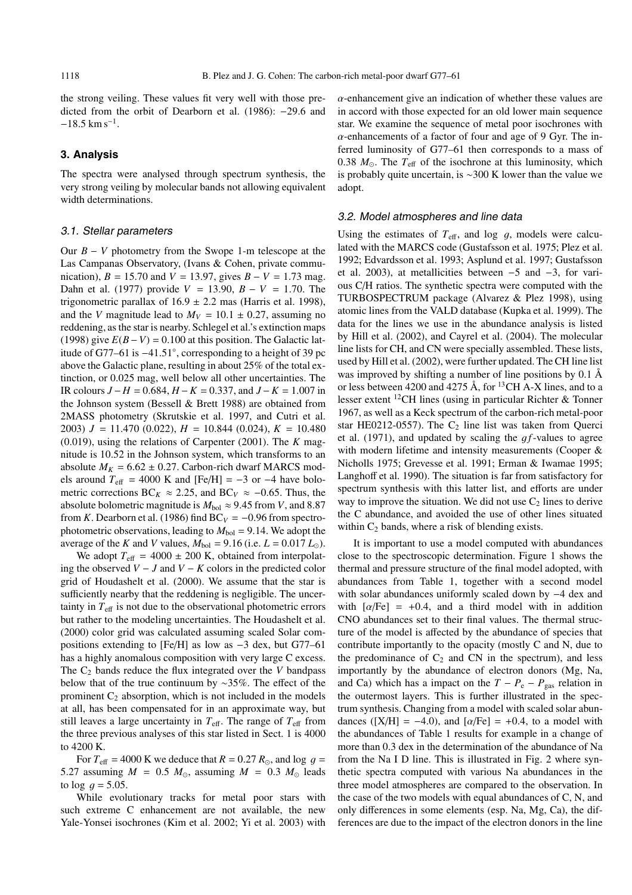the strong veiling. These values fit very well with those predicted from the orbit of Dearborn et al. (1986): −29.6 and −18.5 km s$^{-1}$.

## 3. Analysis

The spectra were analysed through spectrum synthesis, the very strong veiling by molecular bands not allowing equivalent width determinations.

### 3.1. Stellar parameters

Our $B - V$ photometry from the Swope 1-m telescope at the Las Campanas Observatory, (Ivans & Cohen, private communication), $B = 15.70$ and $V = 13.97$, gives $B - V = 1.73$ mag. Dahn et al. (1977) provide $V = 13.90$, $B - V = 1.70$. The trigonometric parallax of 16.9 ± 2.2 mas (Harris et al. 1998), and the $V$ magnitude lead to $M_V = 10.1 \pm 0.27$, assuming no reddening, as the star is nearby. Schlegel et al.'s extinction maps (1998) give $E(B - V) = 0.100$ at this position. The Galactic latitude of G77–61 is −41.51°, corresponding to a height of 39 pc above the Galactic plane, resulting in about 25% of the total extinction, or 0.025 mag, well below all other uncertainties. The IR colours $J - H = 0.684$, $H - K = 0.337$, and $J - K = 1.007$ in the Johnson system (Bessell & Brett 1988) are obtained from 2MASS photometry (Skrutskie et al. 1997, and Cutri et al. 2003) $J = 11.470$ (0.022), $H = 10.844$ (0.024), $K = 10.480$ (0.019), using the relations of Carpenter (2001). The $K$ magnitude is 10.52 in the Johnson system, which transforms to an absolute $M_K = 6.62 \pm 0.27$. Carbon-rich dwarf MARCS models around $T_{\rm eff} = 4000$ K and [Fe/H] = −3 or −4 have bolometric corrections $BC_K \approx 2.25$, and $BC_V \approx -0.65$. Thus, the absolute bolometric magnitude is $M_{\rm bol} \approx 9.45$ from $V$, and 8.87 from $K$. Dearborn et al. (1986) find $BC_V = -0.96$ from spectrophotometric observations, leading to $M_{\rm bol} = 9.14$. We adopt the average of the $K$ and $V$ values, $M_{\rm bol} = 9.16$ (i.e. $L = 0.017\ L_\odot$).

We adopt $T_{\rm eff} = 4000 \pm 200$ K, obtained from interpolating the observed $V - J$ and $V - K$ colors in the predicted color grid of Houdashelt et al. (2000). We assume that the star is sufficiently nearby that the reddening is negligible. The uncertainty in $T_{\rm eff}$ is not due to the observational photometric errors but rather to the modeling uncertainties. The Houdashelt et al. (2000) color grid was calculated assuming scaled Solar compositions extending to [Fe/H] as low as −3 dex, but G77–61 has a highly anomalous composition with very large C excess. The $C_2$ bands reduce the flux integrated over the $V$ bandpass below that of the true continuum by ~35%. The effect of the prominent $C_2$ absorption, which is not included in the models at all, has been compensated for in an approximate way, but still leaves a large uncertainty in $T_{\rm eff}$. The range of $T_{\rm eff}$ from the three previous analyses of this star listed in Sect. 1 is 4000 to 4200 K.

For $T_{\rm eff} = 4000$ K we deduce that $R = 0.27\ R_\odot$, and $\log g = 5.27$ assuming $M = 0.5\ M_\odot$, assuming $M = 0.3\ M_\odot$ leads to $\log g = 5.05$.

While evolutionary tracks for metal poor stars with such extreme C enhancement are not available, the new Yale-Yonsei isochrones (Kim et al. 2002; Yi et al. 2003) with $\alpha$-enhancement give an indication of whether these values are in accord with those expected for an old lower main sequence star. We examine the sequence of metal poor isochrones with $\alpha$-enhancements of a factor of four and age of 9 Gyr. The inferred luminosity of G77–61 then corresponds to a mass of 0.38 $M_\odot$. The $T_{\rm eff}$ of the isochrone at this luminosity, which is probably quite uncertain, is ~300 K lower than the value we adopt.

### 3.2. Model atmospheres and line data

Using the estimates of $T_{\rm eff}$, and $\log g$, models were calculated with the MARCS code (Gustafsson et al. 1975; Plez et al. 1992; Edvardsson et al. 1993; Asplund et al. 1997; Gustafsson et al. 2003), at metallicities between −5 and −3, for various C/H ratios. The synthetic spectra were computed with the TURBOSPECTRUM package (Alvarez & Plez 1998), using atomic lines from the VALD database (Kupka et al. 1999). The data for the lines we use in the abundance analysis is listed by Hill et al. (2002), and Cayrel et al. (2004). The molecular line lists for CH, and CN were specially assembled. These lists, used by Hill et al. (2002), were further updated. The CH line list was improved by shifting a number of line positions by 0.1 Å or less between 4200 and 4275 Å, for $^{13}$CH A-X lines, and to a lesser extent $^{12}$CH lines (using in particular Richter & Tonner 1967, as well as a Keck spectrum of the carbon-rich metal-poor star HE0212-0557). The $C_2$ line list was taken from Querci et al. (1971), and updated by scaling the $gf$-values to agree with modern lifetime and intensity measurements (Cooper & Nicholls 1975; Grevesse et al. 1991; Erman & Iwamae 1995; Langhoff et al. 1990). The situation is far from satisfactory for spectrum synthesis with this latter list, and efforts are under way to improve the situation. We did not use $C_2$ lines to derive the C abundance, and avoided the use of other lines situated within $C_2$ bands, where a risk of blending exists.

It is important to use a model computed with abundances close to the spectroscopic determination. Figure 1 shows the thermal and pressure structure of the final model adopted, with abundances from Table 1, together with a second model with solar abundances uniformly scaled down by −4 dex and with $[\alpha/{\rm Fe}] = +0.4$, and a third model with in addition CNO abundances set to their final values. The thermal structure of the model is affected by the abundance of species that contribute importantly to the opacity (mostly C and N, due to the predominance of $C_2$ and CN in the spectrum), and less importantly by the abundance of electron donors (Mg, Na, and Ca) which has a impact on the $T - P_{\rm e} - P_{\rm gas}$ relation in the outermost layers. This is further illustrated in the spectrum synthesis. Changing from a model with scaled solar abundances ([X/H] = −4.0), and $[\alpha/{\rm Fe}] = +0.4$, to a model with the abundances of Table 1 results for example in a change of more than 0.3 dex in the determination of the abundance of Na from the Na I D line. This is illustrated in Fig. 2 where synthetic spectra computed with various Na abundances in the three model atmospheres are compared to the observation. In the case of the two models with equal abundances of C, N, and only differences in some elements (esp. Na, Mg, Ca), the differences are due to the impact of the electron donors in the line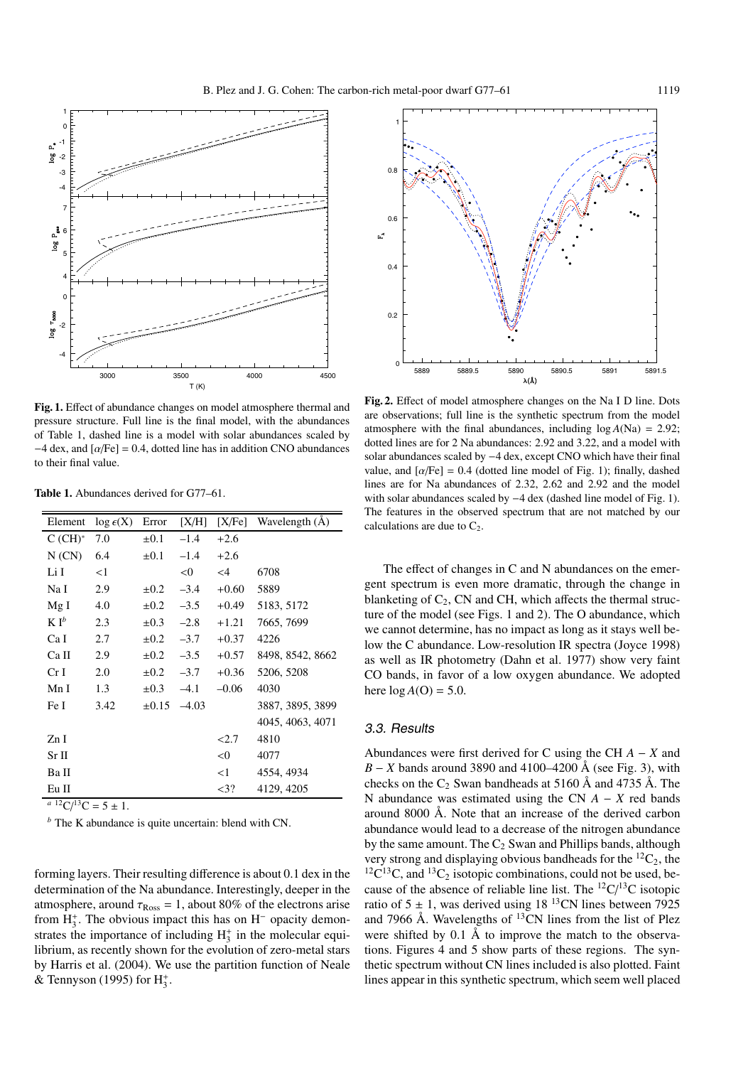**Fig. 1.** Effect of abundance changes on model atmosphere thermal and pressure structure. Full line is the final model, with the abundances of Table 1, dashed line is a model with solar abundances scaled by −4 dex, and [α/Fe] = 0.4, dotted line has in addition CNO abundances to their final value.

**Fig. 2.** Effect of model atmosphere changes on the Na I D line. Dots are observations; full line is the synthetic spectrum from the model atmosphere with the final abundances, including $\log A(\mathrm{Na}) = 2.92$; dotted lines are for 2 Na abundances: 2.92 and 3.22, and a model with solar abundances scaled by −4 dex, except CNO which have their final value, and [α/Fe] = 0.4 (dotted line model of Fig. 1); finally, dashed lines are for Na abundances of 2.32, 2.62 and 2.92 and the model with solar abundances scaled by −4 dex (dashed line model of Fig. 1). The features in the observed spectrum that are not matched by our calculations are due to $C_2$.

**Table 1.** Abundances derived for G77–61.

| Element | $\log \epsilon(X)$ | Error | [X/H] | [X/Fe] | Wavelength (Å) |
|---|---|---|---|---|---|
| C (CH)* | 7.0 | ±0.1 | −1.4 | +2.6 | |
| N (CN) | 6.4 | ±0.1 | −1.4 | +2.6 | |
| Li I | <1 | | <0 | <4 | 6708 |
| Na I | 2.9 | ±0.2 | −3.4 | +0.60 | 5889 |
| Mg I | 4.0 | ±0.2 | −3.5 | +0.49 | 5183, 5172 |
| K I[b] | 2.3 | ±0.3 | −2.8 | +1.21 | 7665, 7699 |
| Ca I | 2.7 | ±0.2 | −3.7 | +0.37 | 4226 |
| Ca II | 2.9 | ±0.2 | −3.5 | +0.57 | 8498, 8542, 8662 |
| Cr I | 2.0 | ±0.2 | −3.7 | +0.36 | 5206, 5208 |
| Mn I | 1.3 | ±0.3 | −4.1 | −0.06 | 4030 |
| Fe I | 3.42 | ±0.15 | −4.03 | | 3887, 3895, 3899 4045, 4063, 4071 |
| Zn I | | | | <2.7 | 4810 |
| Sr II | | | | <0 | 4077 |
| Ba II | | | | <1 | 4554, 4934 |
| Eu II | | | | <3? | 4129, 4205 |

[a] $^{12}C/^{13}C = 5 \pm 1$.

[b] The K abundance is quite uncertain: blend with CN.

forming layers. Their resulting difference is about 0.1 dex in the determination of the Na abundance. Interestingly, deeper in the atmosphere, around $\tau_{\mathrm{Ross}} = 1$, about 80% of the electrons arise from $H_3^+$. The obvious impact this has on $H^-$ opacity demonstrates the importance of including $H_3^+$ in the molecular equilibrium, as recently shown for the evolution of zero-metal stars by Harris et al. (2004). We use the partition function of Neale & Tennyson (1995) for $H_3^+$.

The effect of changes in C and N abundances on the emergent spectrum is even more dramatic, through the change in blanketing of $C_2$, CN and CH, which affects the thermal structure of the model (see Figs. 1 and 2). The O abundance, which we cannot determine, has no impact as long as it stays well below the C abundance. Low-resolution IR spectra (Joyce 1998) as well as IR photometry (Dahn et al. 1977) show very faint CO bands, in favor of a low oxygen abundance. We adopted here $\log A(\mathrm{O}) = 5.0$.

### 3.3. Results

Abundances were first derived for C using the CH $A-X$ and $B-X$ bands around 3890 and 4100–4200 Å (see Fig. 3), with checks on the $C_2$ Swan bandheads at 5160 Å and 4735 Å. The N abundance was estimated using the CN $A-X$ red bands around 8000 Å. Note that an increase of the derived carbon abundance would lead to a decrease of the nitrogen abundance by the same amount. The $C_2$ Swan and Phillips bands, although very strong and displaying obvious bandheads for the $^{12}C_2$, the $^{12}C^{13}C$, and $^{13}C_2$ isotopic combinations, could not be used, because of the absence of reliable line list. The $^{12}C/^{13}C$ isotopic ratio of $5 \pm 1$, was derived using 18 $^{13}$CN lines between 7925 and 7966 Å. Wavelengths of $^{13}$CN lines from the list of Plez were shifted by 0.1 Å to improve the match to the observations. Figures 4 and 5 show parts of these regions. The synthetic spectrum without CN lines included is also plotted. Faint lines appear in this synthetic spectrum, which seem well placed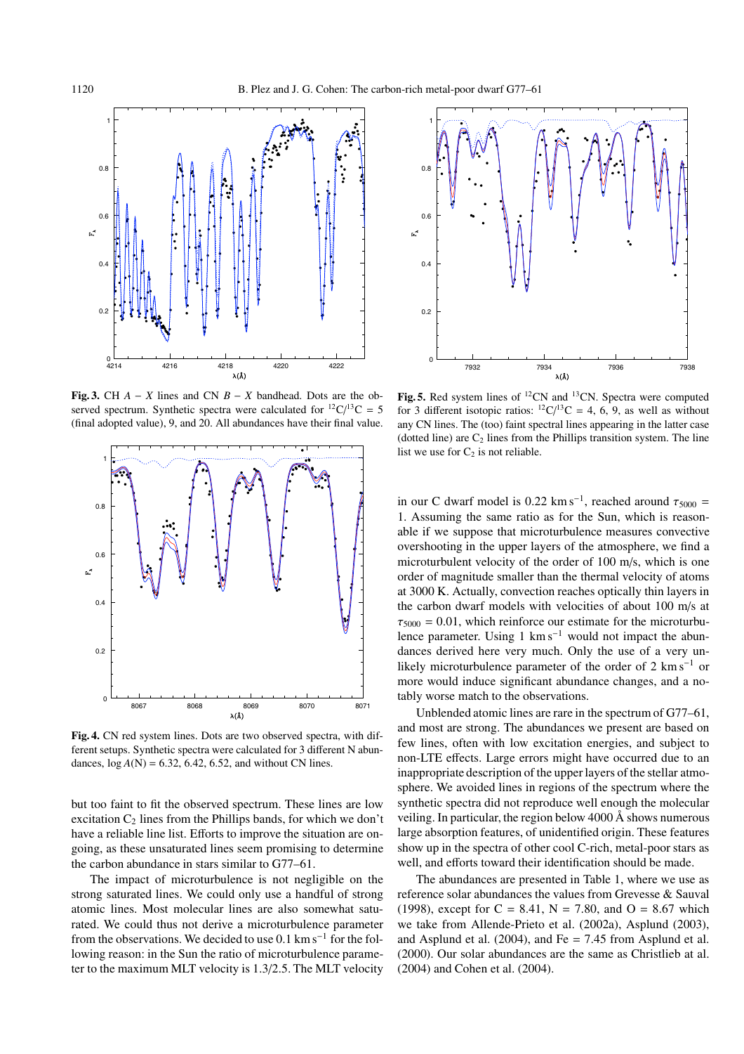**Fig. 3.** CH $A - X$ lines and CN $B - X$ bandhead. Dots are the observed spectrum. Synthetic spectra were calculated for $^{12}C/^{13}C = 5$ (final adopted value), 9, and 20. All abundances have their final value.

**Fig. 4.** CN red system lines. Dots are two observed spectra, with different setups. Synthetic spectra were calculated for 3 different N abundances, $\log A(N) = 6.32$, 6.42, 6.52, and without CN lines.

but too faint to fit the observed spectrum. These lines are low excitation $C_2$ lines from the Phillips bands, for which we don't have a reliable line list. Efforts to improve the situation are ongoing, as these unsaturated lines seem promising to determine the carbon abundance in stars similar to G77–61.

The impact of microturbulence is not negligible on the strong saturated lines. We could only use a handful of strong atomic lines. Most molecular lines are also somewhat saturated. We could thus not derive a microturbulence parameter from the observations. We decided to use 0.1 km s$^{-1}$ for the following reason: in the Sun the ratio of microturbulence parameter to the maximum MLT velocity is 1.3/2.5. The MLT velocity

**Fig. 5.** Red system lines of $^{12}$CN and $^{13}$CN. Spectra were computed for 3 different isotopic ratios: $^{12}C/^{13}C = 4$, 6, 9, as well as without any CN lines. The (too) faint spectral lines appearing in the latter case (dotted line) are $C_2$ lines from the Phillips transition system. The line list we use for $C_2$ is not reliable.

in our C dwarf model is 0.22 km s$^{-1}$, reached around $\tau_{5000} = 1$. Assuming the same ratio as for the Sun, which is reasonable if we suppose that microturbulence measures convective overshooting in the upper layers of the atmosphere, we find a microturbulent velocity of the order of 100 m/s, which is one order of magnitude smaller than the thermal velocity of atoms at 3000 K. Actually, convection reaches optically thin layers in the carbon dwarf models with velocities of about 100 m/s at $\tau_{5000} = 0.01$, which reinforce our estimate for the microturbulence parameter. Using 1 km s$^{-1}$ would not impact the abundances derived here very much. Only the use of a very unlikely microturbulence parameter of the order of 2 km s$^{-1}$ or more would induce significant abundance changes, and a notably worse match to the observations.

Unblended atomic lines are rare in the spectrum of G77–61, and most are strong. The abundances we present are based on few lines, often with low excitation energies, and subject to non-LTE effects. Large errors might have occurred due to an inappropriate description of the upper layers of the stellar atmosphere. We avoided lines in regions of the spectrum where the synthetic spectra did not reproduce well enough the molecular veiling. In particular, the region below 4000 Å shows numerous large absorption features, of unidentified origin. These features show up in the spectra of other cool C-rich, metal-poor stars as well, and efforts toward their identification should be made.

The abundances are presented in Table 1, where we use as reference solar abundances the values from Grevesse & Sauval (1998), except for C = 8.41, N = 7.80, and O = 8.67 which we take from Allende-Prieto et al. (2002a), Asplund (2003), and Asplund et al. (2004), and Fe = 7.45 from Asplund et al. (2000). Our solar abundances are the same as Christlieb at al. (2004) and Cohen et al. (2004).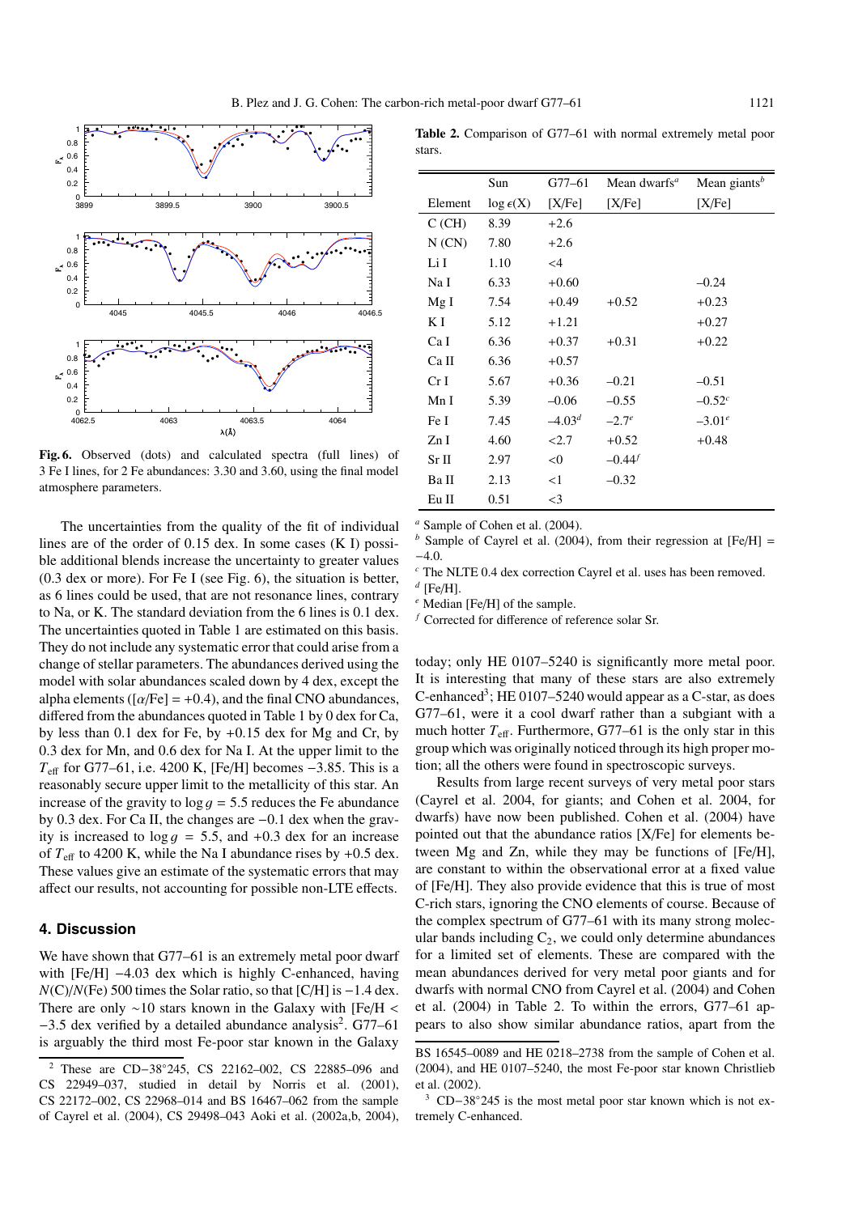**Fig. 6.** Observed (dots) and calculated spectra (full lines) of 3 Fe I lines, for 2 Fe abundances: 3.30 and 3.60, using the final model atmosphere parameters.

The uncertainties from the quality of the fit of individual lines are of the order of 0.15 dex. In some cases (K I) possible additional blends increase the uncertainty to greater values (0.3 dex or more). For Fe I (see Fig. 6), the situation is better, as 6 lines could be used, that are not resonance lines, contrary to Na, or K. The standard deviation from the 6 lines is 0.1 dex. The uncertainties quoted in Table 1 are estimated on this basis. They do not include any systematic error that could arise from a change of stellar parameters. The abundances derived using the model with solar abundances scaled down by 4 dex, except the alpha elements ([$\alpha$/Fe] = +0.4), and the final CNO abundances, differed from the abundances quoted in Table 1 by 0 dex for Ca, by less than 0.1 dex for Fe, by +0.15 dex for Mg and Cr, by 0.3 dex for Mn, and 0.6 dex for Na I. At the upper limit to the $T_{\rm eff}$ for G77–61, i.e. 4200 K, [Fe/H] becomes −3.85. This is a reasonably secure upper limit to the metallicity of this star. An increase of the gravity to $\log g$ = 5.5 reduces the Fe abundance by 0.3 dex. For Ca II, the changes are −0.1 dex when the gravity is increased to $\log g$ = 5.5, and +0.3 dex for an increase of $T_{\rm eff}$ to 4200 K, while the Na I abundance rises by +0.5 dex. These values give an estimate of the systematic errors that may affect our results, not accounting for possible non-LTE effects.

## 4. Discussion

We have shown that G77–61 is an extremely metal poor dwarf with [Fe/H] −4.03 dex which is highly C-enhanced, having $N$(C)/$N$(Fe) 500 times the Solar ratio, so that [C/H] is −1.4 dex. There are only ∼10 stars known in the Galaxy with [Fe/H < −3.5 dex verified by a detailed abundance analysis[2]. G77–61 is arguably the third most Fe-poor star known in the Galaxy today; only HE 0107–5240 is significantly more metal poor. It is interesting that many of these stars are also extremely C-enhanced[3]; HE 0107–5240 would appear as a C-star, as does G77–61, were it a cool dwarf rather than a subgiant with a much hotter $T_{\rm eff}$. Furthermore, G77–61 is the only star in this group which was originally noticed through its high proper motion; all the others were found in spectroscopic surveys.

Results from large recent surveys of very metal poor stars (Cayrel et al. 2004, for giants; and Cohen et al. 2004, for dwarfs) have now been published. Cohen et al. (2004) have pointed out that the abundance ratios [X/Fe] for elements between Mg and Zn, while they may be functions of [Fe/H], are constant to within the observational error at a fixed value of [Fe/H]. They also provide evidence that this is true of most C-rich stars, ignoring the CNO elements of course. Because of the complex spectrum of G77–61 with its many strong molecular bands including $C_2$, we could only determine abundances for a limited set of elements. These are compared with the mean abundances derived for very metal poor giants and for dwarfs with normal CNO from Cayrel et al. (2004) and Cohen et al. (2004) in Table 2. To within the errors, G77–61 appears to also show similar abundance ratios, apart from the

**Table 2.** Comparison of G77–61 with normal extremely metal poor stars.

| Element | Sun $\log \epsilon$(X) | G77–61 [X/Fe] | Mean dwarfs[a] [X/Fe] | Mean giants[b] [X/Fe] |
|---|---|---|---|---|
| C (CH) | 8.39 | +2.6 | | |
| N (CN) | 7.80 | +2.6 | | |
| Li I | 1.10 | <4 | | |
| Na I | 6.33 | +0.60 | | −0.24 |
| Mg I | 7.54 | +0.49 | +0.52 | +0.23 |
| K I | 5.12 | +1.21 | | +0.27 |
| Ca I | 6.36 | +0.37 | +0.31 | +0.22 |
| Ca II | 6.36 | +0.57 | | |
| Cr I | 5.67 | +0.36 | −0.21 | −0.51 |
| Mn I | 5.39 | −0.06 | −0.55 | −0.52[c] |
| Fe I | 7.45 | −4.03[d] | −2.7[e] | −3.01[e] |
| Zn I | 4.60 | <2.7 | +0.52 | +0.48 |
| Sr II | 2.97 | <0 | −0.44[f] | |
| Ba II | 2.13 | <1 | −0.32 | |
| Eu II | 0.51 | <3 | | |

[a] Sample of Cohen et al. (2004).
[b] Sample of Cayrel et al. (2004), from their regression at [Fe/H] = −4.0.
[c] The NLTE 0.4 dex correction Cayrel et al. uses has been removed.
[d] [Fe/H].
[e] Median [Fe/H] of the sample.
[f] Corrected for difference of reference solar Sr.

[2] These are CD−38°245, CS 22162–002, CS 22885–096 and CS 22949–037, studied in detail by Norris et al. (2001), CS 22172–002, CS 22968–014 and BS 16467–062 from the sample of Cayrel et al. (2004), CS 29498–043 Aoki et al. (2002a,b, 2004), BS 16545–0089 and HE 0218–2738 from the sample of Cohen et al. (2004), and HE 0107–5240, the most Fe-poor star known Christlieb et al. (2002).

[3] CD−38°245 is the most metal poor star known which is not extremely C-enhanced.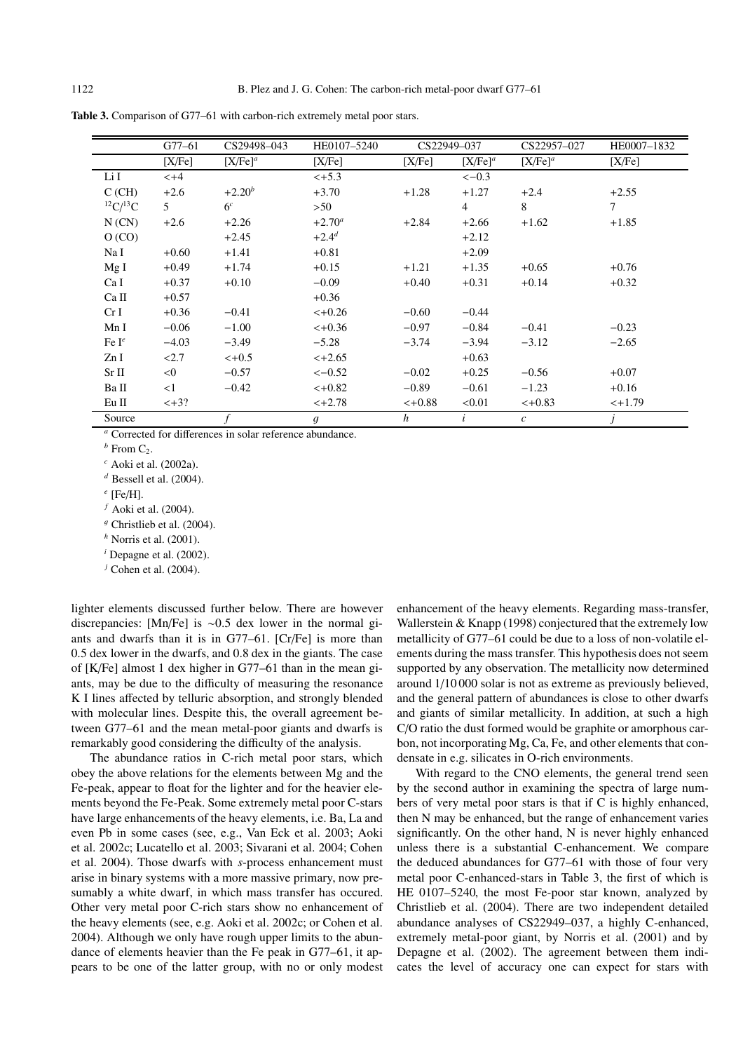**Table 3.** Comparison of G77–61 with carbon-rich extremely metal poor stars.

| | G77–61 | CS29498–043 | HE0107–5240 | CS22949–037 | | CS22957–027 | HE0007–1832 |
|---|---|---|---|---|---|---|---|
| | [X/Fe] | [X/Fe][a] | [X/Fe] | [X/Fe] | [X/Fe][a] | [X/Fe][a] | [X/Fe] |
| Li I | <+4 | | <+5.3 | | <−0.3 | | |
| C (CH) | +2.6 | +2.20[b] | +3.70 | +1.28 | +1.27 | +2.4 | +2.55 |
| $^{12}C/^{13}C$ | 5 | 6[c] | >50 | | 4 | 8 | 7 |
| N (CN) | +2.6 | +2.26 | +2.70[a] | +2.84 | +2.66 | +1.62 | +1.85 |
| O (CO) | | +2.45 | +2.4[d] | | +2.12 | | |
| Na I | +0.60 | +1.41 | +0.81 | | +2.09 | | |
| Mg I | +0.49 | +1.74 | +0.15 | +1.21 | +1.35 | +0.65 | +0.76 |
| Ca I | +0.37 | +0.10 | −0.09 | +0.40 | +0.31 | +0.14 | +0.32 |
| Ca II | +0.57 | | +0.36 | | | | |
| Cr I | +0.36 | −0.41 | <+0.26 | −0.60 | −0.44 | | |
| Mn I | −0.06 | −1.00 | <+0.36 | −0.97 | −0.84 | −0.41 | −0.23 |
| Fe I[e] | −4.03 | −3.49 | −5.28 | −3.74 | −3.94 | −3.12 | −2.65 |
| Zn I | <2.7 | <+0.5 | <+2.65 | | +0.63 | | |
| Sr II | <0 | −0.57 | <−0.52 | −0.02 | +0.25 | −0.56 | +0.07 |
| Ba II | <1 | −0.42 | <+0.82 | −0.89 | −0.61 | −1.23 | +0.16 |
| Eu II | <+3? | | <+2.78 | <+0.88 | <0.01 | <+0.83 | <+1.79 |
| Source | | *f* | *g* | *h* | *i* | *c* | *j* |

[a] Corrected for differences in solar reference abundance.
[b] From $C_2$.
[c] Aoki et al. (2002a).
[d] Bessell et al. (2004).
[e] [Fe/H].
[f] Aoki et al. (2004).
[g] Christlieb et al. (2004).
[h] Norris et al. (2001).
[i] Depagne et al. (2002).
[j] Cohen et al. (2004).

lighter elements discussed further below. There are however discrepancies: [Mn/Fe] is ∼0.5 dex lower in the normal giants and dwarfs than it is in G77–61. [Cr/Fe] is more than 0.5 dex lower in the dwarfs, and 0.8 dex in the giants. The case of [K/Fe] almost 1 dex higher in G77–61 than in the mean giants, may be due to the difficulty of measuring the resonance K I lines affected by telluric absorption, and strongly blended with molecular lines. Despite this, the overall agreement between G77–61 and the mean metal-poor giants and dwarfs is remarkably good considering the difficulty of the analysis.

The abundance ratios in C-rich metal poor stars, which obey the above relations for the elements between Mg and the Fe-peak, appear to float for the lighter and for the heavier elements beyond the Fe-Peak. Some extremely metal poor C-stars have large enhancements of the heavy elements, i.e. Ba, La and even Pb in some cases (see, e.g., Van Eck et al. 2003; Aoki et al. 2002c; Lucatello et al. 2003; Sivarani et al. 2004; Cohen et al. 2004). Those dwarfs with *s*-process enhancement must arise in binary systems with a more massive primary, now presumably a white dwarf, in which mass transfer has occured. Other very metal poor C-rich stars show no enhancement of the heavy elements (see, e.g. Aoki et al. 2002c; or Cohen et al. 2004). Although we only have rough upper limits to the abundance of elements heavier than the Fe peak in G77–61, it appears to be one of the latter group, with no or only modest enhancement of the heavy elements. Regarding mass-transfer, Wallerstein & Knapp (1998) conjectured that the extremely low metallicity of G77–61 could be due to a loss of non-volatile elements during the mass transfer. This hypothesis does not seem supported by any observation. The metallicity now determined around 1/10 000 solar is not as extreme as previously believed, and the general pattern of abundances is close to other dwarfs and giants of similar metallicity. In addition, at such a high C/O ratio the dust formed would be graphite or amorphous carbon, not incorporating Mg, Ca, Fe, and other elements that condensate in e.g. silicates in O-rich environments.

With regard to the CNO elements, the general trend seen by the second author in examining the spectra of large numbers of very metal poor stars is that if C is highly enhanced, then N may be enhanced, but the range of enhancement varies significantly. On the other hand, N is never highly enhanced unless there is a substantial C-enhancement. We compare the deduced abundances for G77–61 with those of four very metal poor C-enhanced-stars in Table 3, the first of which is HE 0107–5240, the most Fe-poor star known, analyzed by Christlieb et al. (2004). There are two independent detailed abundance analyses of CS22949–037, a highly C-enhanced, extremely metal-poor giant, by Norris et al. (2001) and by Depagne et al. (2002). The agreement between them indicates the level of accuracy one can expect for stars with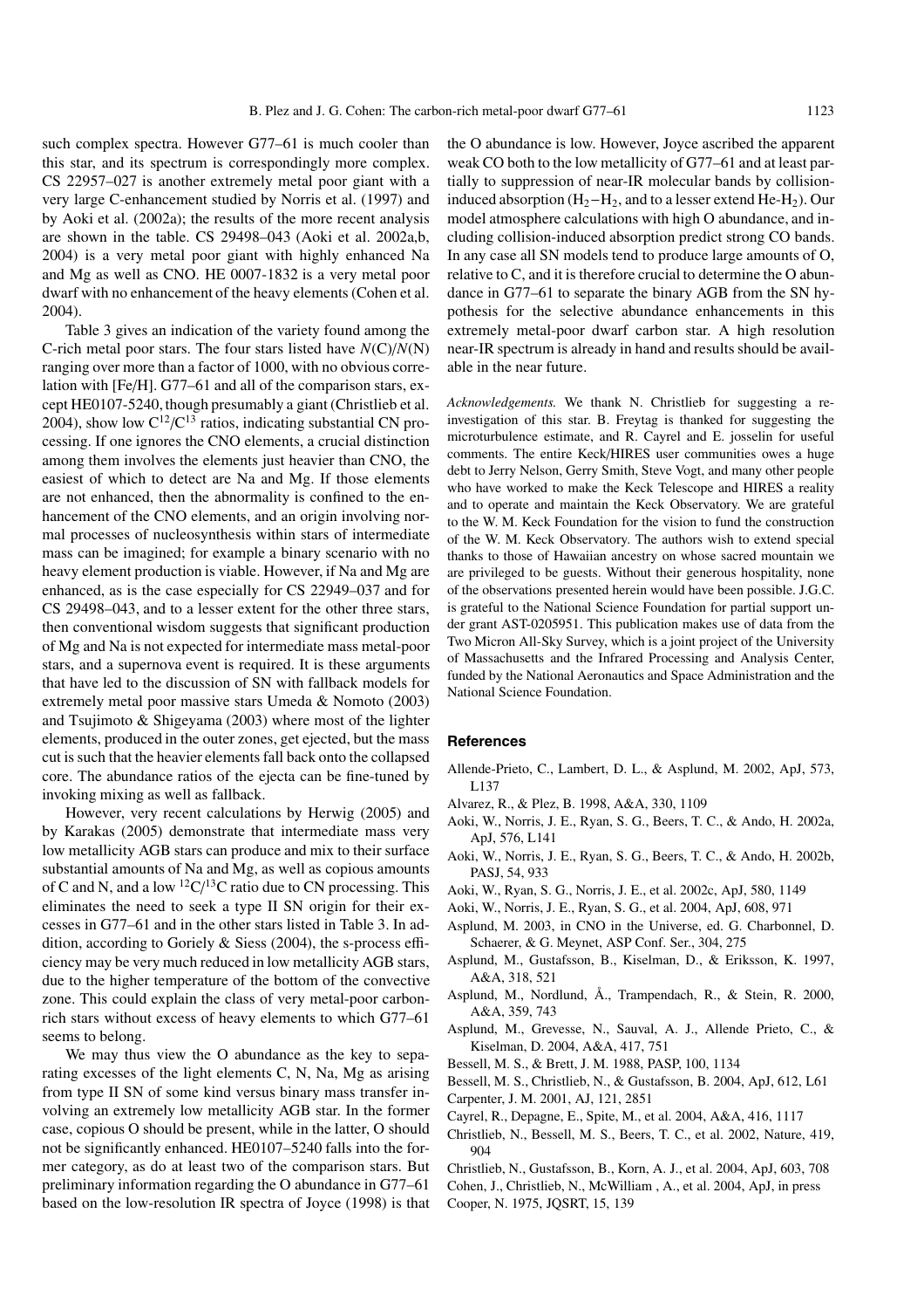such complex spectra. However G77–61 is much cooler than this star, and its spectrum is correspondingly more complex. CS 22957–027 is another extremely metal poor giant with a very large C-enhancement studied by Norris et al. (1997) and by Aoki et al. (2002a); the results of the more recent analysis are shown in the table. CS 29498–043 (Aoki et al. 2002a,b, 2004) is a very metal poor giant with highly enhanced Na and Mg as well as CNO. HE 0007-1832 is a very metal poor dwarf with no enhancement of the heavy elements (Cohen et al. 2004).

Table 3 gives an indication of the variety found among the C-rich metal poor stars. The four stars listed have $N$(C)/$N$(N) ranging over more than a factor of 1000, with no obvious correlation with [Fe/H]. G77–61 and all of the comparison stars, except HE0107-5240, though presumably a giant (Christlieb et al. 2004), show low $C^{12}/C^{13}$ ratios, indicating substantial CN processing. If one ignores the CNO elements, a crucial distinction among them involves the elements just heavier than CNO, the easiest of which to detect are Na and Mg. If those elements are not enhanced, then the abnormality is confined to the enhancement of the CNO elements, and an origin involving normal processes of nucleosynthesis within stars of intermediate mass can be imagined; for example a binary scenario with no heavy element production is viable. However, if Na and Mg are enhanced, as is the case especially for CS 22949–037 and for CS 29498–043, and to a lesser extent for the other three stars, then conventional wisdom suggests that significant production of Mg and Na is not expected for intermediate mass metal-poor stars, and a supernova event is required. It is these arguments that have led to the discussion of SN with fallback models for extremely metal poor massive stars Umeda & Nomoto (2003) and Tsujimoto & Shigeyama (2003) where most of the lighter elements, produced in the outer zones, get ejected, but the mass cut is such that the heavier elements fall back onto the collapsed core. The abundance ratios of the ejecta can be fine-tuned by invoking mixing as well as fallback.

However, very recent calculations by Herwig (2005) and by Karakas (2005) demonstrate that intermediate mass very low metallicity AGB stars can produce and mix to their surface substantial amounts of Na and Mg, as well as copious amounts of C and N, and a low $^{12}C/^{13}C$ ratio due to CN processing. This eliminates the need to seek a type II SN origin for their excesses in G77–61 and in the other stars listed in Table 3. In addition, according to Goriely & Siess (2004), the s-process efficiency may be very much reduced in low metallicity AGB stars, due to the higher temperature of the bottom of the convective zone. This could explain the class of very metal-poor carbon-rich stars without excess of heavy elements to which G77–61 seems to belong.

We may thus view the O abundance as the key to separating excesses of the light elements C, N, Na, Mg as arising from type II SN of some kind versus binary mass transfer involving an extremely low metallicity AGB star. In the former case, copious O should be present, while in the latter, O should not be significantly enhanced. HE0107–5240 falls into the former category, as do at least two of the comparison stars. But preliminary information regarding the O abundance in G77–61 based on the low-resolution IR spectra of Joyce (1998) is that the O abundance is low. However, Joyce ascribed the apparent weak CO both to the low metallicity of G77–61 and at least partially to suppression of near-IR molecular bands by collision-induced absorption ($H_2-H_2$, and to a lesser extend He-$H_2$). Our model atmosphere calculations with high O abundance, and including collision-induced absorption predict strong CO bands. In any case all SN models tend to produce large amounts of O, relative to C, and it is therefore crucial to determine the O abundance in G77–61 to separate the binary AGB from the SN hypothesis for the selective abundance enhancements in this extremely metal-poor dwarf carbon star. A high resolution near-IR spectrum is already in hand and results should be available in the near future.

*Acknowledgements.* We thank N. Christlieb for suggesting a re-investigation of G77–61. B. Freytag is thanked for suggesting the microturbulence estimate, and R. Cayrel and E. josselin for useful comments. The entire Keck/HIRES user communities owes a huge debt to Jerry Nelson, Gerry Smith, Steve Vogt, and many other people who have worked to make the Keck Telescope and HIRES a reality and to operate and maintain the Keck Observatory. We are grateful to the W. M. Keck Foundation for the vision to fund the construction of the W. M. Keck Observatory. The authors wish to extend special thanks to those of Hawaiian ancestry on whose sacred mountain we are privileged to be guests. Without their generous hospitality, none of the observations presented herein would have been possible. J.G.C. is grateful to the National Science Foundation for partial support under grant AST-0205951. This publication makes use of data from the Two Micron All-Sky Survey, which is a joint project of the University of Massachusetts and the Infrared Processing and Analysis Center, funded by the National Aeronautics and Space Administration and the National Science Foundation.

## References

Allende-Prieto, C., Lambert, D. L., & Asplund, M. 2002, ApJ, 573, L137

Alvarez, R., & Plez, B. 1998, A&A, 330, 1109

Aoki, W., Norris, J. E., Ryan, S. G., Beers, T. C., & Ando, H. 2002a, ApJ, 576, L141

Aoki, W., Norris, J. E., Ryan, S. G., Beers, T. C., & Ando, H. 2002b, PASJ, 54, 933

Aoki, W., Ryan, S. G., Norris, J. E., et al. 2002c, ApJ, 580, 1149

Aoki, W., Norris, J. E., Ryan, S. G., et al. 2004, ApJ, 608, 971

Asplund, M. 2003, in CNO in the Universe, ed. G. Charbonnel, D. Schaerer, & G. Meynet, ASP Conf. Ser., 304, 275

Asplund, M., Gustafsson, B., Kiselman, D., & Eriksson, K. 1997, A&A, 318, 521

Asplund, M., Nordlund, Å., Trampendach, R., & Stein, R. 2000, A&A, 359, 743

Asplund, M., Grevesse, N., Sauval, A. J., Allende Prieto, C., & Kiselman, D. 2004, A&A, 417, 751

Bessell, M. S., & Brett, J. M. 1988, PASP, 100, 1134

Bessell, M. S., Christlieb, N., & Gustafsson, B. 2004, ApJ, 612, L61

Carpenter, J. M. 2001, AJ, 121, 2851

Cayrel, R., Depagne, E., Spite, M., et al. 2004, A&A, 416, 1117

Christlieb, N., Bessell, M. S., Beers, T. C., et al. 2002, Nature, 419, 904

Christlieb, N., Gustafsson, B., Korn, A. J., et al. 2004, ApJ, 603, 708

Cohen, J., Christlieb, N., McWilliam , A., et al. 2004, ApJ, in press

Cooper, N. 1975, JQSRT, 15, 139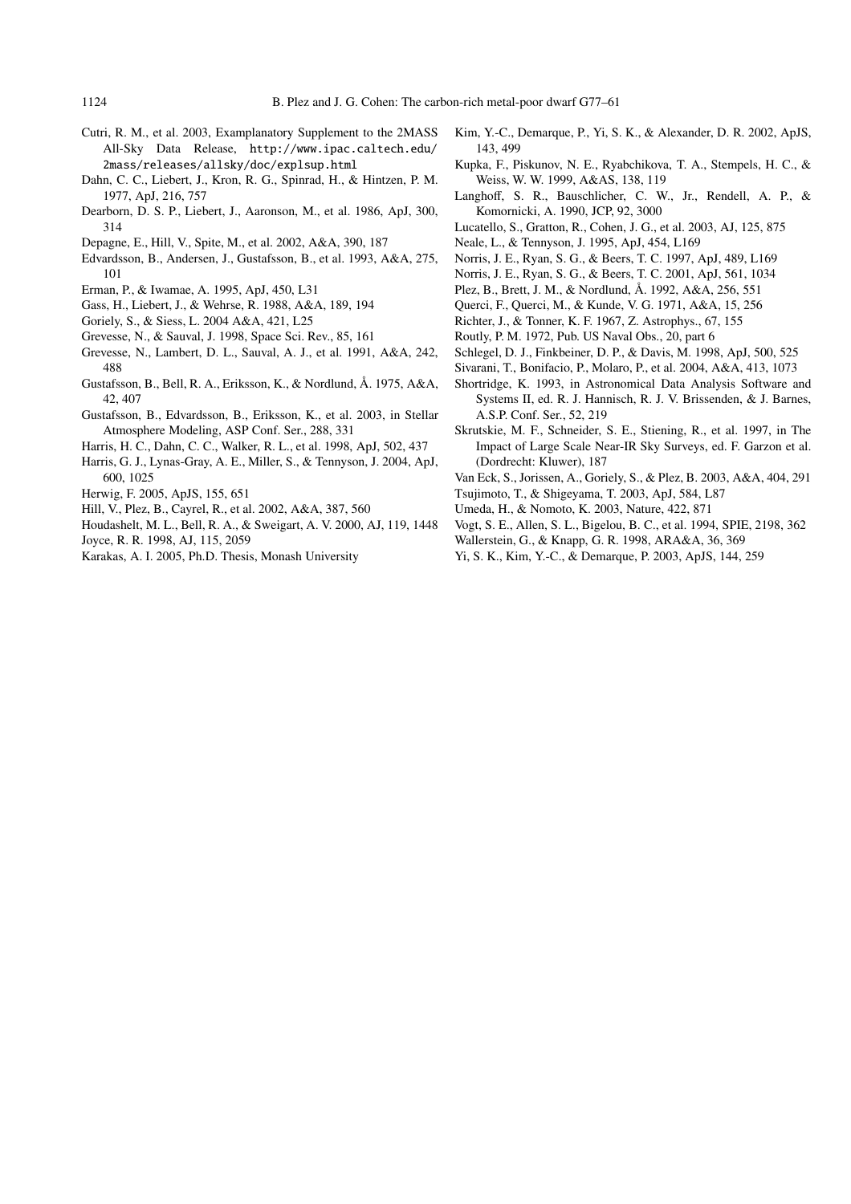Cutri, R. M., et al. 2003, Examplanatory Supplement to the 2MASS All-Sky Data Release, http://www.ipac.caltech.edu/2mass/releases/allsky/doc/explsup.html

Dahn, C. C., Liebert, J., Kron, R. G., Spinrad, H., & Hintzen, P. M. 1977, ApJ, 216, 757

Dearborn, D. S. P., Liebert, J., Aaronson, M., et al. 1986, ApJ, 300, 314

Depagne, E., Hill, V., Spite, M., et al. 2002, A&A, 390, 187

Edvardsson, B., Andersen, J., Gustafsson, B., et al. 1993, A&A, 275, 101

Erman, P., & Iwamae, A. 1995, ApJ, 450, L31

Gass, H., Liebert, J., & Wehrse, R. 1988, A&A, 189, 194

Goriely, S., & Siess, L. 2004 A&A, 421, L25

Grevesse, N., & Sauval, J. 1998, Space Sci. Rev., 85, 161

Grevesse, N., Lambert, D. L., Sauval, A. J., et al. 1991, A&A, 242, 488

Gustafsson, B., Bell, R. A., Eriksson, K., & Nordlund, Å. 1975, A&A, 42, 407

Gustafsson, B., Edvardsson, B., Eriksson, K., et al. 2003, in Stellar Atmosphere Modeling, ASP Conf. Ser., 288, 331

Harris, H. C., Dahn, C. C., Walker, R. L., et al. 1998, ApJ, 502, 437

Harris, G. J., Lynas-Gray, A. E., Miller, S., & Tennyson, J. 2004, ApJ, 600, 1025

Herwig, F. 2005, ApJS, 155, 651

Hill, V., Plez, B., Cayrel, R., et al. 2002, A&A, 387, 560

Houdashelt, M. L., Bell, R. A., & Sweigart, A. V. 2000, AJ, 119, 1448

Joyce, R. R. 1998, AJ, 115, 2059

Karakas, A. I. 2005, Ph.D. Thesis, Monash University

Kim, Y.-C., Demarque, P., Yi, S. K., & Alexander, D. R. 2002, ApJS, 143, 499

Kupka, F., Piskunov, N. E., Ryabchikova, T. A., Stempels, H. C., & Weiss, W. W. 1999, A&AS, 138, 119

Langhoff, S. R., Bauschlicher, C. W., Jr., Rendell, A. P., & Komornicki, A. 1990, JCP, 92, 3000

Lucatello, S., Gratton, R., Cohen, J. G., et al. 2003, AJ, 125, 875

Neale, L., & Tennyson, J. 1995, ApJ, 454, L169

Norris, J. E., Ryan, S. G., & Beers, T. C. 1997, ApJ, 489, L169

Norris, J. E., Ryan, S. G., & Beers, T. C. 2001, ApJ, 561, 1034

Plez, B., Brett, J. M., & Nordlund, Å. 1992, A&A, 256, 551

Querci, F., Querci, M., & Kunde, V. G. 1971, A&A, 15, 256

Richter, J., & Tonner, K. F. 1967, Z. Astrophys., 67, 155

Routly, P. M. 1972, Pub. US Naval Obs., 20, part 6

Schlegel, D. J., Finkbeiner, D. P., & Davis, M. 1998, ApJ, 500, 525

Sivarani, T., Bonifacio, P., Molaro, P., et al. 2004, A&A, 413, 1073

Shortridge, K. 1993, in Astronomical Data Analysis Software and Systems II, ed. R. J. Hannisch, R. J. V. Brissenden, & J. Barnes, A.S.P. Conf. Ser., 52, 219

Skrutskie, M. F., Schneider, S. E., Stiening, R., et al. 1997, in The Impact of Large Scale Near-IR Sky Surveys, ed. F. Garzon et al. (Dordrecht: Kluwer), 187

Van Eck, S., Jorissen, A., Goriely, S., & Plez, B. 2003, A&A, 404, 291

Tsujimoto, T., & Shigeyama, T. 2003, ApJ, 584, L87

Umeda, H., & Nomoto, K. 2003, Nature, 422, 871

Vogt, S. E., Allen, S. L., Bigelou, B. C., et al. 1994, SPIE, 2198, 362

Wallerstein, G., & Knapp, G. R. 1998, ARA&A, 36, 369

Yi, S. K., Kim, Y.-C., & Demarque, P. 2003, ApJS, 144, 259